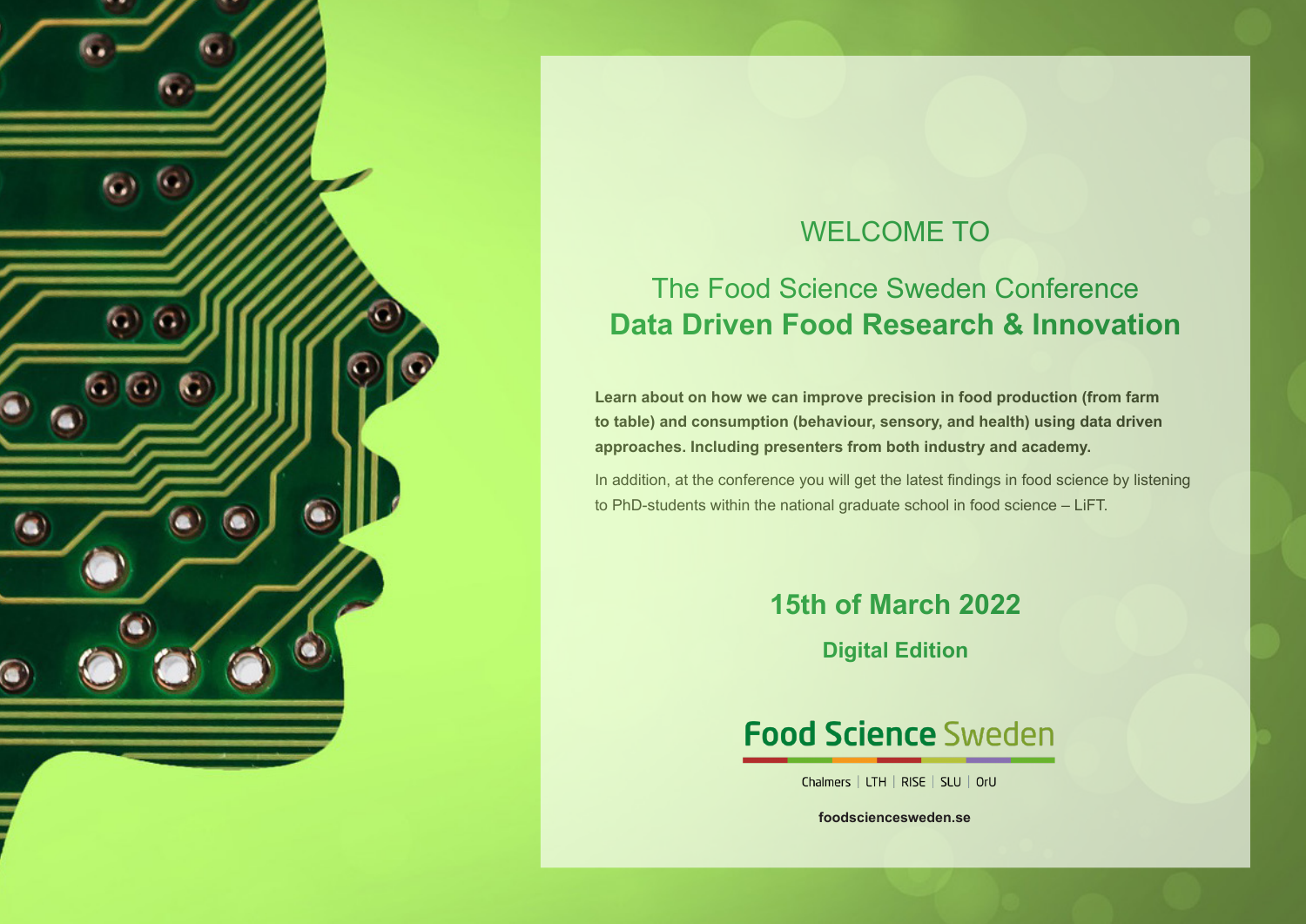# WELCOME TO

## The Food Science Sweden Conference
## **Data Driven Food Research & Innovation**

**Learn about on how we can improve precision in food production (from farm to table) and consumption (behaviour, sensory, and health) using data driven approaches. Including presenters from both industry and academy.**

In addition, at the conference you will get the latest findings in food science by listening to PhD-students within the national graduate school in food science – LiFT.

## **15th of March 2022**

### **Digital Edition**

Food Science Sweden

Chalmers | LTH | RISE | SLU | OrU

**foodsciencesweden.se**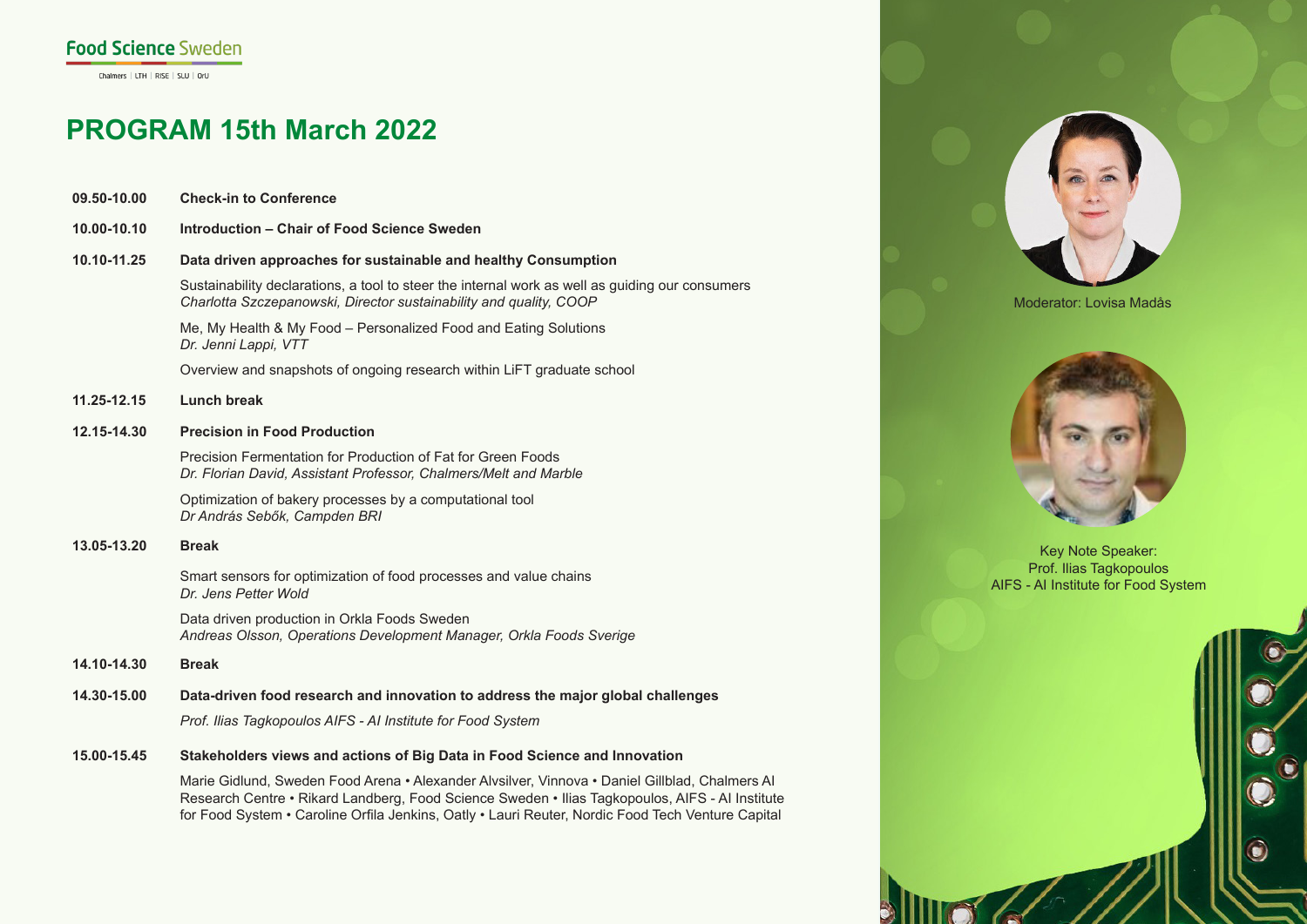Food Science Sweden

Chalmers | LTH | RISE | SLU | OrU

# PROGRAM 15th March 2022

**09.50-10.00** **Check-in to Conference**

**10.00-10.10** **Introduction – Chair of Food Science Sweden**

**10.10-11.25** **Data driven approaches for sustainable and healthy Consumption**

Sustainability declarations, a tool to steer the internal work as well as guiding our consumers
*Charlotta Szczepanowski, Director sustainability and quality, COOP*

Me, My Health & My Food – Personalized Food and Eating Solutions
*Dr. Jenni Lappi, VTT*

Overview and snapshots of ongoing research within LiFT graduate school

**11.25-12.15** **Lunch break**

**12.15-14.30** **Precision in Food Production**

Precision Fermentation for Production of Fat for Green Foods
*Dr. Florian David, Assistant Professor, Chalmers/Melt and Marble*

Optimization of bakery processes by a computational tool
*Dr András Sebők, Campden BRI*

**13.05-13.20** **Break**

Smart sensors for optimization of food processes and value chains
*Dr. Jens Petter Wold*

Data driven production in Orkla Foods Sweden
*Andreas Olsson, Operations Development Manager, Orkla Foods Sverige*

**14.10-14.30** **Break**

**14.30-15.00** **Data-driven food research and innovation to address the major global challenges**

*Prof. Ilias Tagkopoulos AIFS - AI Institute for Food System*

**15.00-15.45** **Stakeholders views and actions of Big Data in Food Science and Innovation**

Marie Gidlund, Sweden Food Arena • Alexander Alvsilver, Vinnova • Daniel Gillblad, Chalmers AI Research Centre • Rikard Landberg, Food Science Sweden • Ilias Tagkopoulos, AIFS - AI Institute for Food System • Caroline Orfila Jenkins, Oatly • Lauri Reuter, Nordic Food Tech Venture Capital

Moderator: Lovisa Madås

Key Note Speaker:
Prof. Ilias Tagkopoulos
AIFS - AI Institute for Food System